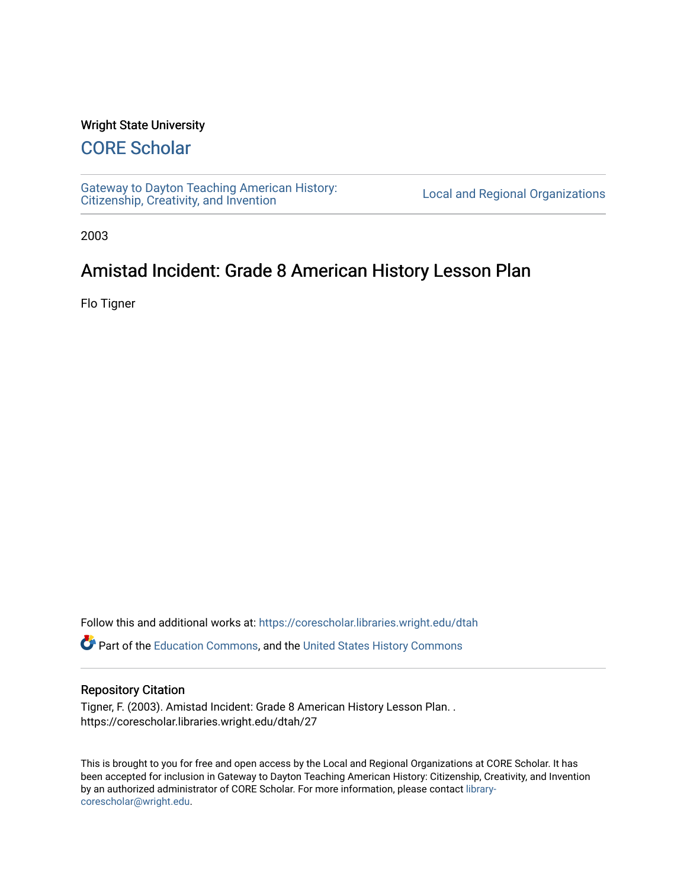Wright State University

# CORE Scholar

Gateway to Dayton Teaching American History: Citizenship, Creativity, and Invention

Local and Regional Organizations

2003

## Amistad Incident: Grade 8 American History Lesson Plan

Flo Tigner

Follow this and additional works at: https://corescholar.libraries.wright.edu/dtah

Part of the Education Commons, and the United States History Commons

### Repository Citation

Tigner, F. (2003). Amistad Incident: Grade 8 American History Lesson Plan. . https://corescholar.libraries.wright.edu/dtah/27

This is brought to you for free and open access by the Local and Regional Organizations at CORE Scholar. It has been accepted for inclusion in Gateway to Dayton Teaching American History: Citizenship, Creativity, and Invention by an authorized administrator of CORE Scholar. For more information, please contact library-corescholar@wright.edu.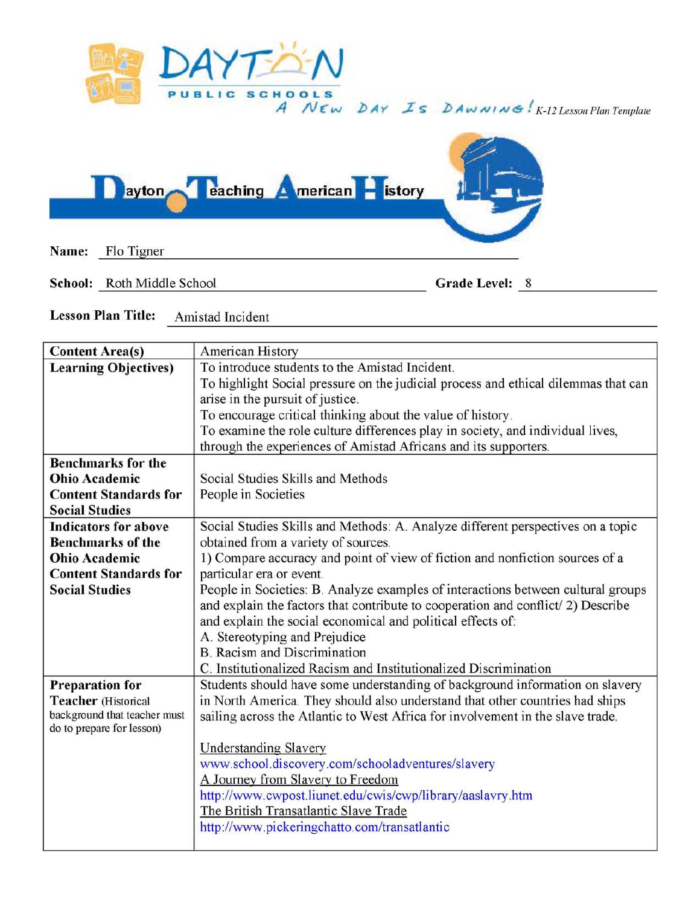Dayton Public Schools — A New Day Is Dawning! K-12 Lesson Plan Template

Dayton Teaching American History

**Name:** Flo Tigner

**School:** Roth Middle School **Grade Level:** 8

**Lesson Plan Title:** Amistad Incident

| **Content Area(s)** | American History |
|---|---|
| **Learning Objectives)** | To introduce students to the Amistad Incident.<br>To highlight Social pressure on the judicial process and ethical dilemmas that can arise in the pursuit of justice.<br>To encourage critical thinking about the value of history.<br>To examine the role culture differences play in society, and individual lives, through the experiences of Amistad Africans and its supporters. |
| **Benchmarks for the Ohio Academic Content Standards for Social Studies** | Social Studies Skills and Methods<br>People in Societies |
| **Indicators for above Benchmarks of the Ohio Academic Content Standards for Social Studies** | Social Studies Skills and Methods: A. Analyze different perspectives on a topic obtained from a variety of sources.<br>1) Compare accuracy and point of view of fiction and nonfiction sources of a particular era or event.<br>People in Societies: B. Analyze examples of interactions between cultural groups and explain the factors that contribute to cooperation and conflict/ 2) Describe and explain the social economical and political effects of:<br>A. Stereotyping and Prejudice<br>B. Racism and Discrimination<br>C. Institutionalized Racism and Institutionalized Discrimination |
| **Preparation for Teacher** (Historical background that teacher must do to prepare for lesson) | Students should have some understanding of background information on slavery in North America. They should also understand that other countries had ships sailing across the Atlantic to West Africa for involvement in the slave trade.<br><br>Understanding Slavery<br>www.school.discovery.com/schooladventures/slavery<br>A Journey from Slavery to Freedom<br>http://www.cwpost.liunet.edu/cwis/cwp/library/aaslavry.htm<br>The British Transatlantic Slave Trade<br>http://www.pickeringchatto.com/transatlantic |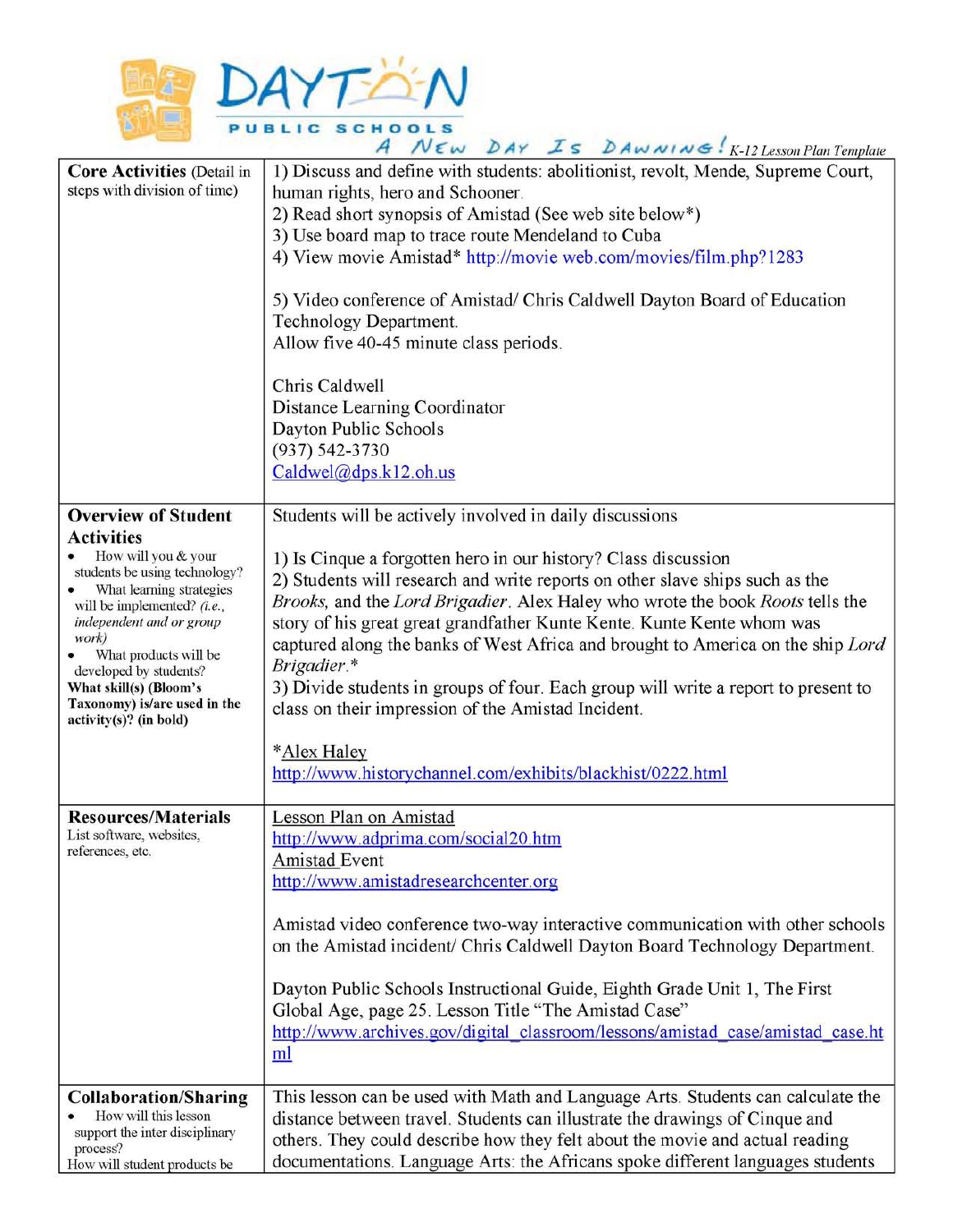| | |
|---|---|
| **Core Activities** (Detail in steps with division of time) | 1) Discuss and define with students: abolitionist, revolt, Mende, Supreme Court, human rights, hero and Schooner.<br>2) Read short synopsis of Amistad (See web site below*)<br>3) Use board map to trace route Mendeland to Cuba<br>4) View movie Amistad* http://movie web.com/movies/film.php?1283<br><br>5) Video conference of Amistad/ Chris Caldwell Dayton Board of Education Technology Department.<br>Allow five 40-45 minute class periods.<br><br>Chris Caldwell<br>Distance Learning Coordinator<br>Dayton Public Schools<br>(937) 542-3730<br>Caldwel@dps.k12.oh.us |
| **Overview of Student Activities**<br>• How will you & your students be using technology?<br>• What learning strategies will be implemented? *(i.e., independent and or group work)*<br>• What products will be developed by students?<br>**What skill(s) (Bloom's Taxonomy) is/are used in the activity(s)? (in bold)** | Students will be actively involved in daily discussions<br><br>1) Is Cinque a forgotten hero in our history? Class discussion<br>2) Students will research and write reports on other slave ships such as the *Brooks,* and the *Lord Brigadier*. Alex Haley who wrote the book *Roots* tells the story of his great great grandfather Kunte Kente. Kunte Kente whom was captured along the banks of West Africa and brought to America on the ship *Lord Brigadier*.*<br>3) Divide students in groups of four. Each group will write a report to present to class on their impression of the Amistad Incident.<br><br>*Alex Haley<br>http://www.historychannel.com/exhibits/blackhist/0222.html |
| **Resources/Materials**<br>List software, websites, references, etc. | Lesson Plan on Amistad<br>http://www.adprima.com/social20.htm<br>Amistad Event<br>http://www.amistadresearchcenter.org<br><br>Amistad video conference two-way interactive communication with other schools on the Amistad incident/ Chris Caldwell Dayton Board Technology Department.<br><br>Dayton Public Schools Instructional Guide, Eighth Grade Unit 1, The First Global Age, page 25. Lesson Title "The Amistad Case"<br>http://www.archives.gov/digital_classroom/lessons/amistad_case/amistad_case.html |
| **Collaboration/Sharing**<br>• How will this lesson support the inter disciplinary process?<br>How will student products be | This lesson can be used with Math and Language Arts. Students can calculate the distance between travel. Students can illustrate the drawings of Cinque and others. They could describe how they felt about the movie and actual reading documentations. Language Arts: the Africans spoke different languages students |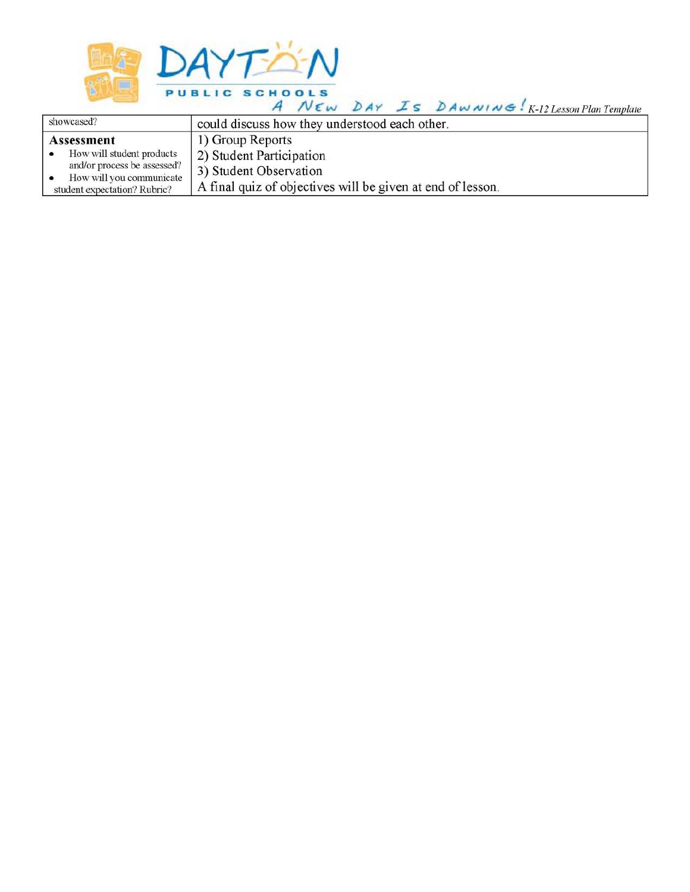| | |
|---|---|
| showcased? | could discuss how they understood each other. |
| **Assessment**<br>• How will student products and/or process be assessed?<br>• How will you communicate student expectation? Rubric? | 1) Group Reports<br>2) Student Participation<br>3) Student Observation<br>A final quiz of objectives will be given at end of lesson. |